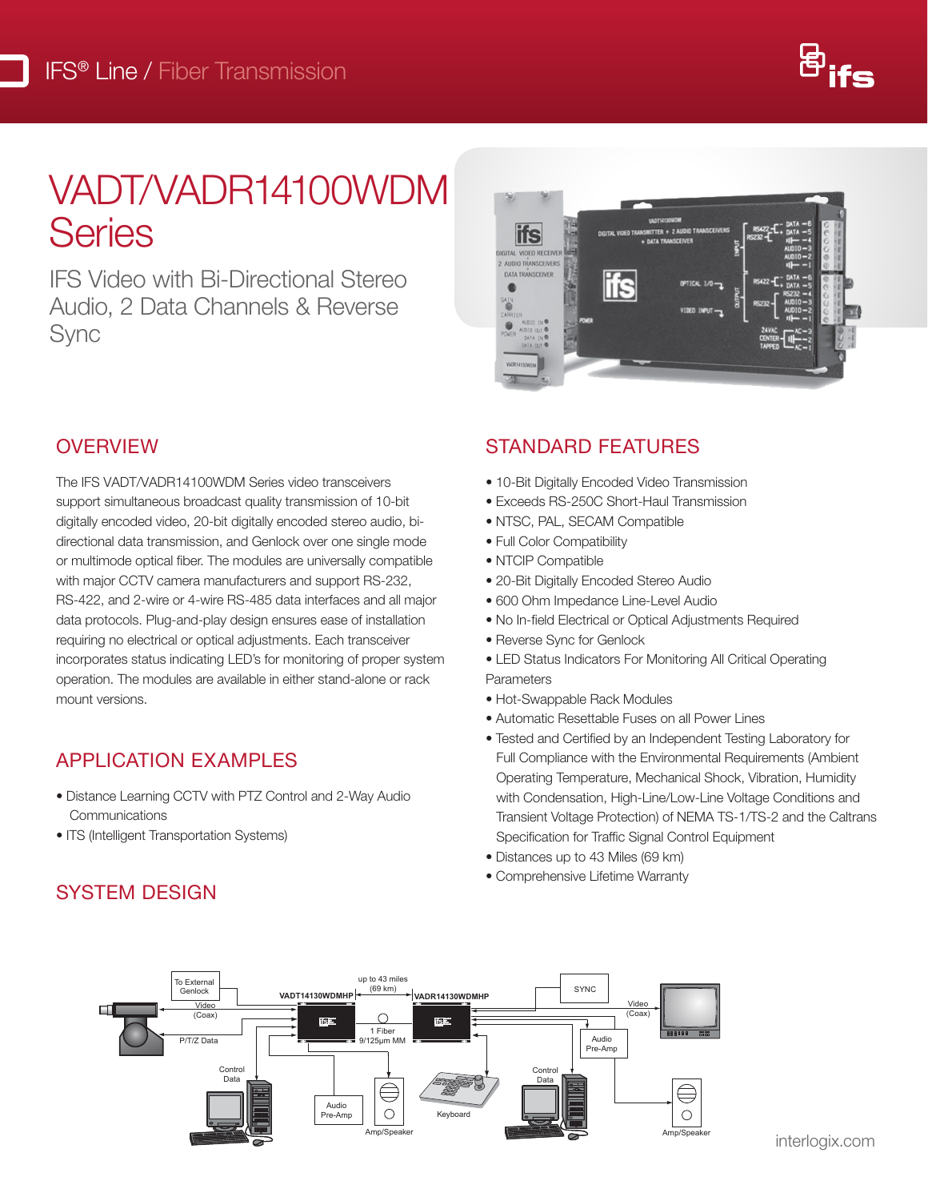IFS® Line / Fiber Transmission

# VADT/VADR14100WDM Series

## IFS Video with Bi-Directional Stereo Audio, 2 Data Channels & Reverse Sync

## OVERVIEW

The IFS VADT/VADR14100WDM Series video transceivers support simultaneous broadcast quality transmission of 10-bit digitally encoded video, 20-bit digitally encoded stereo audio, bi-directional data transmission, and Genlock over one single mode or multimode optical fiber. The modules are universally compatible with major CCTV camera manufacturers and support RS-232, RS-422, and 2-wire or 4-wire RS-485 data interfaces and all major data protocols. Plug-and-play design ensures ease of installation requiring no electrical or optical adjustments. Each transceiver incorporates status indicating LED's for monitoring of proper system operation. The modules are available in either stand-alone or rack mount versions.

## APPLICATION EXAMPLES

- Distance Learning CCTV with PTZ Control and 2-Way Audio Communications
- ITS (Intelligent Transportation Systems)

## SYSTEM DESIGN

## STANDARD FEATURES

- 10-Bit Digitally Encoded Video Transmission
- Exceeds RS-250C Short-Haul Transmission
- NTSC, PAL, SECAM Compatible
- Full Color Compatibility
- NTCIP Compatible
- 20-Bit Digitally Encoded Stereo Audio
- 600 Ohm Impedance Line-Level Audio
- No In-field Electrical or Optical Adjustments Required
- Reverse Sync for Genlock
- LED Status Indicators For Monitoring All Critical Operating Parameters
- Hot-Swappable Rack Modules
- Automatic Resettable Fuses on all Power Lines
- Tested and Certified by an Independent Testing Laboratory for Full Compliance with the Environmental Requirements (Ambient Operating Temperature, Mechanical Shock, Vibration, Humidity with Condensation, High-Line/Low-Line Voltage Conditions and Transient Voltage Protection) of NEMA TS-1/TS-2 and the Caltrans Specification for Traffic Signal Control Equipment
- Distances up to 43 Miles (69 km)
- Comprehensive Lifetime Warranty

interlogix.com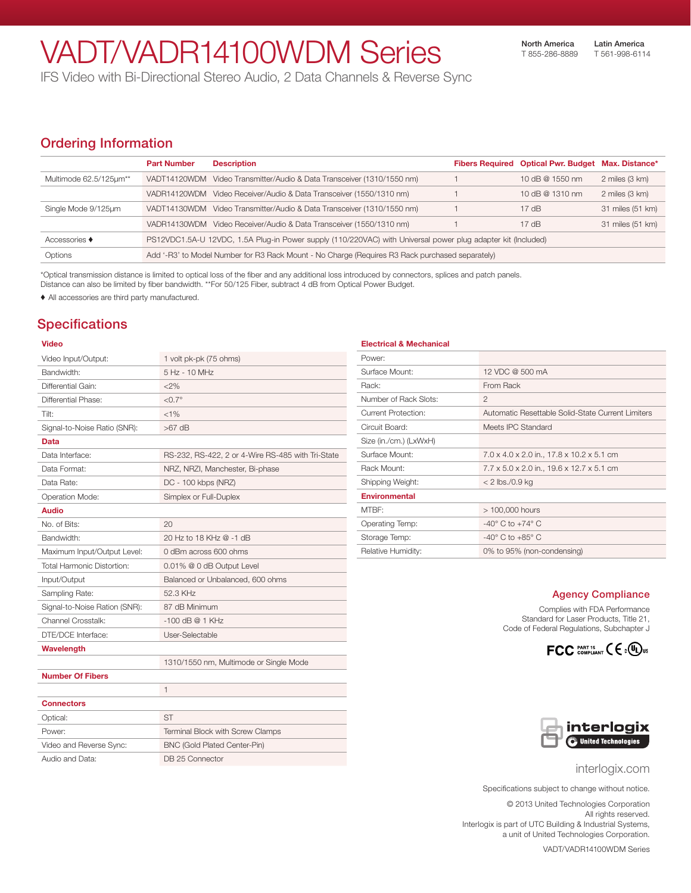# VADT/VADR14100WDM Series

IFS Video with Bi-Directional Stereo Audio, 2 Data Channels & Reverse Sync

North America
T 855-286-8889

Latin America
T 561-998-6114

## Ordering Information

| | Part Number | Description | Fibers Required | Optical Pwr. Budget | Max. Distance* |
|---|---|---|---|---|---|
| Multimode 62.5/125µm** | VADT14120WDM | Video Transmitter/Audio & Data Transceiver (1310/1550 nm) | 1 | 10 dB @ 1550 nm | 2 miles (3 km) |
| | VADR14120WDM | Video Receiver/Audio & Data Transceiver (1550/1310 nm) | 1 | 10 dB @ 1310 nm | 2 miles (3 km) |
| Single Mode 9/125µm | VADT14130WDM | Video Transmitter/Audio & Data Transceiver (1310/1550 nm) | 1 | 17 dB | 31 miles (51 km) |
| | VADR14130WDM | Video Receiver/Audio & Data Transceiver (1550/1310 nm) | 1 | 17 dB | 31 miles (51 km) |
| Accessories ♦ | PS12VDC1.5A-U 12VDC, 1.5A Plug-in Power supply (110/220VAC) with Universal power plug adapter kit (Included) | | | | |
| Options | Add '-R3' to Model Number for R3 Rack Mount - No Charge (Requires R3 Rack purchased separately) | | | | |

*Optical transmission distance is limited to optical loss of the fiber and any additional loss introduced by connectors, splices and patch panels. Distance can also be limited by fiber bandwidth. **For 50/125 Fiber, subtract 4 dB from Optical Power Budget.

♦ All accessories are third party manufactured.

## Specifications

| | |
|---|---|
| **Video** | |
| Video Input/Output: | 1 volt pk-pk (75 ohms) |
| Bandwidth: | 5 Hz - 10 MHz |
| Differential Gain: | <2% |
| Differential Phase: | <0.7° |
| Tilt: | <1% |
| Signal-to-Noise Ratio (SNR): | >67 dB |
| **Data** | |
| Data Interface: | RS-232, RS-422, 2 or 4-Wire RS-485 with Tri-State |
| Data Format: | NRZ, NRZI, Manchester, Bi-phase |
| Data Rate: | DC - 100 kbps (NRZ) |
| Operation Mode: | Simplex or Full-Duplex |
| **Audio** | |
| No. of Bits: | 20 |
| Bandwidth: | 20 Hz to 18 KHz @ -1 dB |
| Maximum Input/Output Level: | 0 dBm across 600 ohms |
| Total Harmonic Distortion: | 0.01% @ 0 dB Output Level |
| Input/Output | Balanced or Unbalanced, 600 ohms |
| Sampling Rate: | 52.3 KHz |
| Signal-to-Noise Ration (SNR): | 87 dB Minimum |
| Channel Crosstalk: | -100 dB @ 1 KHz |
| DTE/DCE Interface: | User-Selectable |
| **Wavelength** | |
| | 1310/1550 nm, Multimode or Single Mode |
| **Number Of Fibers** | |
| | 1 |
| **Connectors** | |
| Optical: | ST |
| Power: | Terminal Block with Screw Clamps |
| Video and Reverse Sync: | BNC (Gold Plated Center-Pin) |
| Audio and Data: | DB 25 Connector |

| | |
|---|---|
| **Electrical & Mechanical** | |
| Power: | |
| Surface Mount: | 12 VDC @ 500 mA |
| Rack: | From Rack |
| Number of Rack Slots: | 2 |
| Current Protection: | Automatic Resettable Solid-State Current Limiters |
| Circuit Board: | Meets IPC Standard |
| Size (in./cm.) (LxWxH) | |
| Surface Mount: | 7.0 x 4.0 x 2.0 in., 17.8 x 10.2 x 5.1 cm |
| Rack Mount: | 7.7 x 5.0 x 2.0 in., 19.6 x 12.7 x 5.1 cm |
| Shipping Weight: | < 2 lbs./0.9 kg |
| **Environmental** | |
| MTBF: | > 100,000 hours |
| Operating Temp: | -40° C to +74° C |
| Storage Temp: | -40° C to +85° C |
| Relative Humidity: | 0% to 95% (non-condensing) |

### Agency Compliance

Complies with FDA Performance Standard for Laser Products, Title 21, Code of Federal Regulations, Subchapter J

FCC PART 15 COMPLIANT CE UL US

interlogix
United Technologies

interlogix.com

Specifications subject to change without notice.

© 2013 United Technologies Corporation
All rights reserved.
Interlogix is part of UTC Building & Industrial Systems, a unit of United Technologies Corporation.